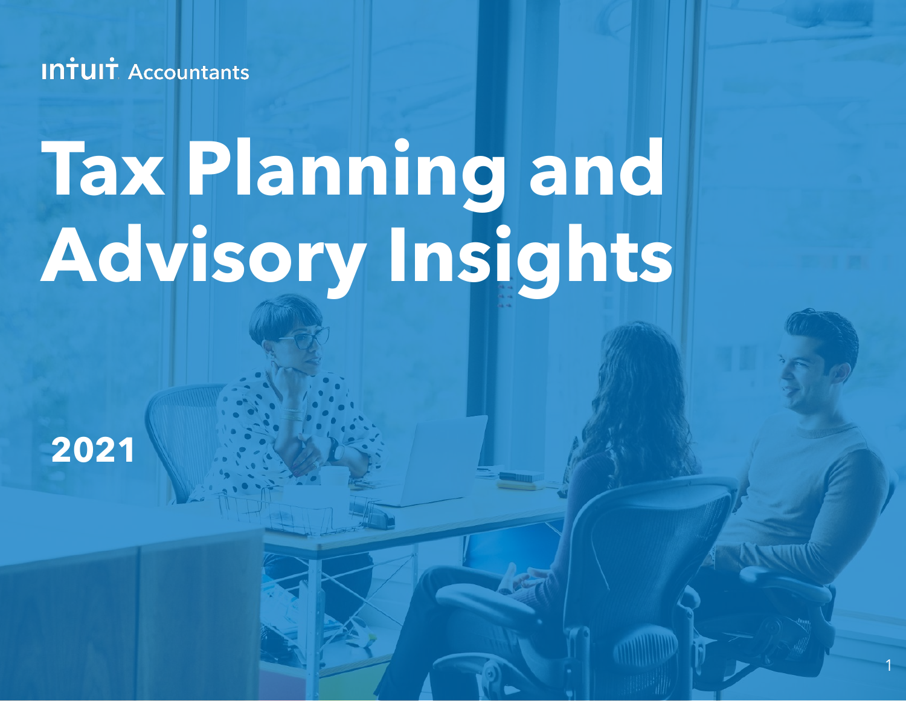Intuit Accountants

# Tax Planning and Advisory Insights

2021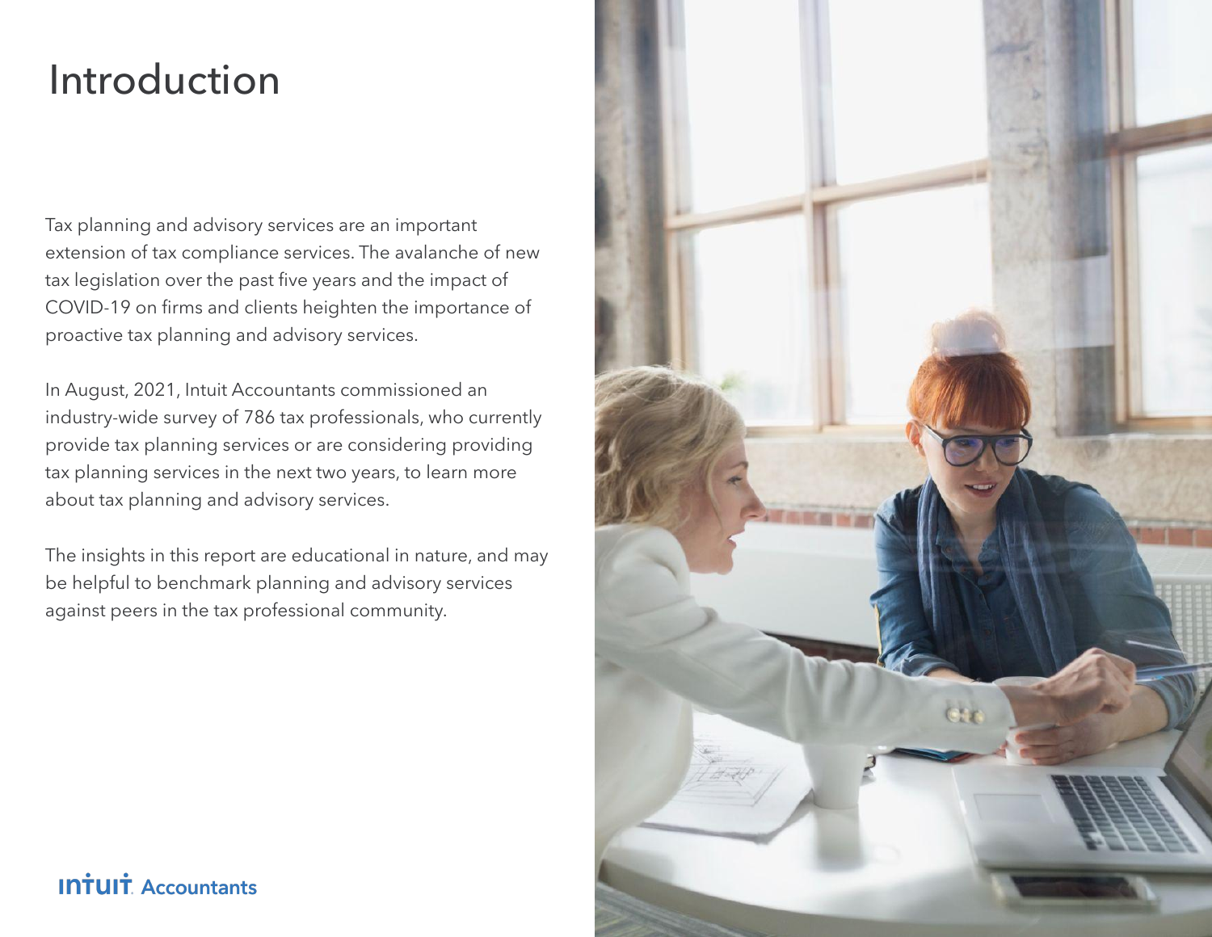# Introduction

Tax planning and advisory services are an important extension of tax compliance services. The avalanche of new tax legislation over the past five years and the impact of COVID-19 on firms and clients heighten the importance of proactive tax planning and advisory services.

In August, 2021, Intuit Accountants commissioned an industry-wide survey of 786 tax professionals, who currently provide tax planning services or are considering providing tax planning services in the next two years, to learn more about tax planning and advisory services.

The insights in this report are educational in nature, and may be helpful to benchmark planning and advisory services against peers in the tax professional community.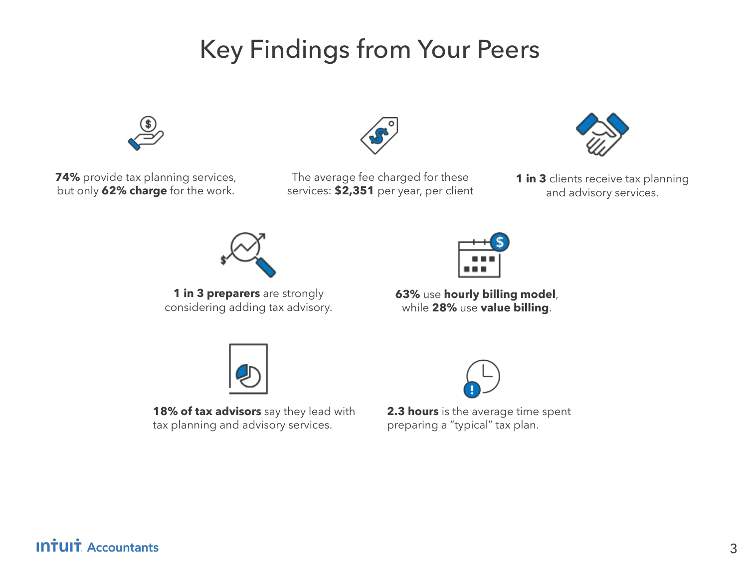# Key Findings from Your Peers

**74%** provide tax planning services, but only **62% charge** for the work.

The average fee charged for these services: **$2,351** per year, per client

**1 in 3** clients receive tax planning and advisory services.

**1 in 3 preparers** are strongly considering adding tax advisory.

**63%** use **hourly billing model**, while **28%** use **value billing**.

**18% of tax advisors** say they lead with tax planning and advisory services.

**2.3 hours** is the average time spent preparing a "typical" tax plan.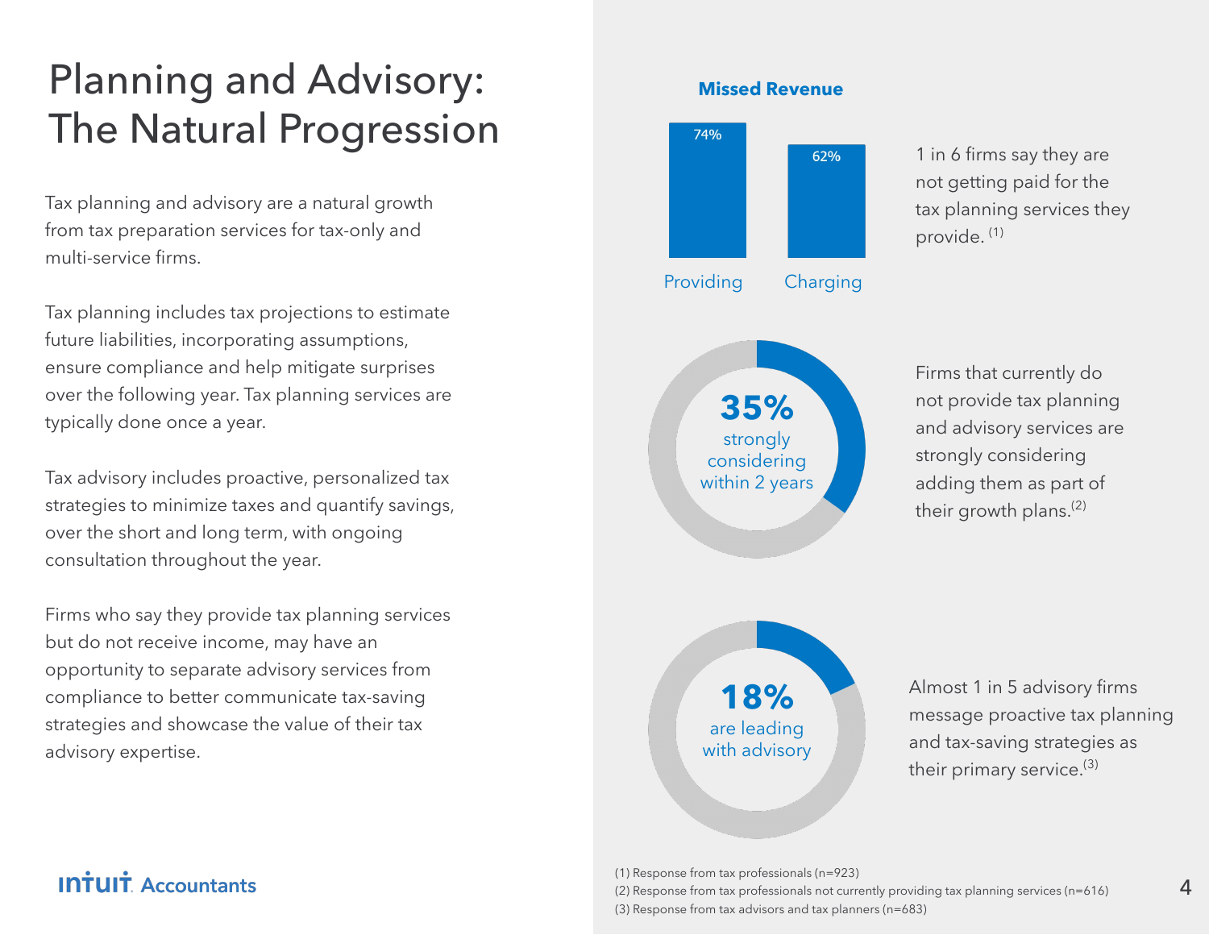# Planning and Advisory: The Natural Progression

Tax planning and advisory are a natural growth from tax preparation services for tax-only and multi-service firms.

Tax planning includes tax projections to estimate future liabilities, incorporating assumptions, ensure compliance and help mitigate surprises over the following year. Tax planning services are typically done once a year.

Tax advisory includes proactive, personalized tax strategies to minimize taxes and quantify savings, over the short and long term, with ongoing consultation throughout the year.

Firms who say they provide tax planning services but do not receive income, may have an opportunity to separate advisory services from compliance to better communicate tax-saving strategies and showcase the value of their tax advisory expertise.

**Missed Revenue**

| Providing | Charging |
| --- | --- |
| 74% | 62% |

1 in 6 firms say they are not getting paid for the tax planning services they provide.[1]

**35%** strongly considering within 2 years

Firms that currently do not provide tax planning and advisory services are strongly considering adding them as part of their growth plans.[2]

**18%** are leading with advisory

Almost 1 in 5 advisory firms message proactive tax planning and tax-saving strategies as their primary service.[3]

(1) Response from tax professionals (n=923)
(2) Response from tax professionals not currently providing tax planning services (n=616)
(3) Response from tax advisors and tax planners (n=683)

Intuit Accountants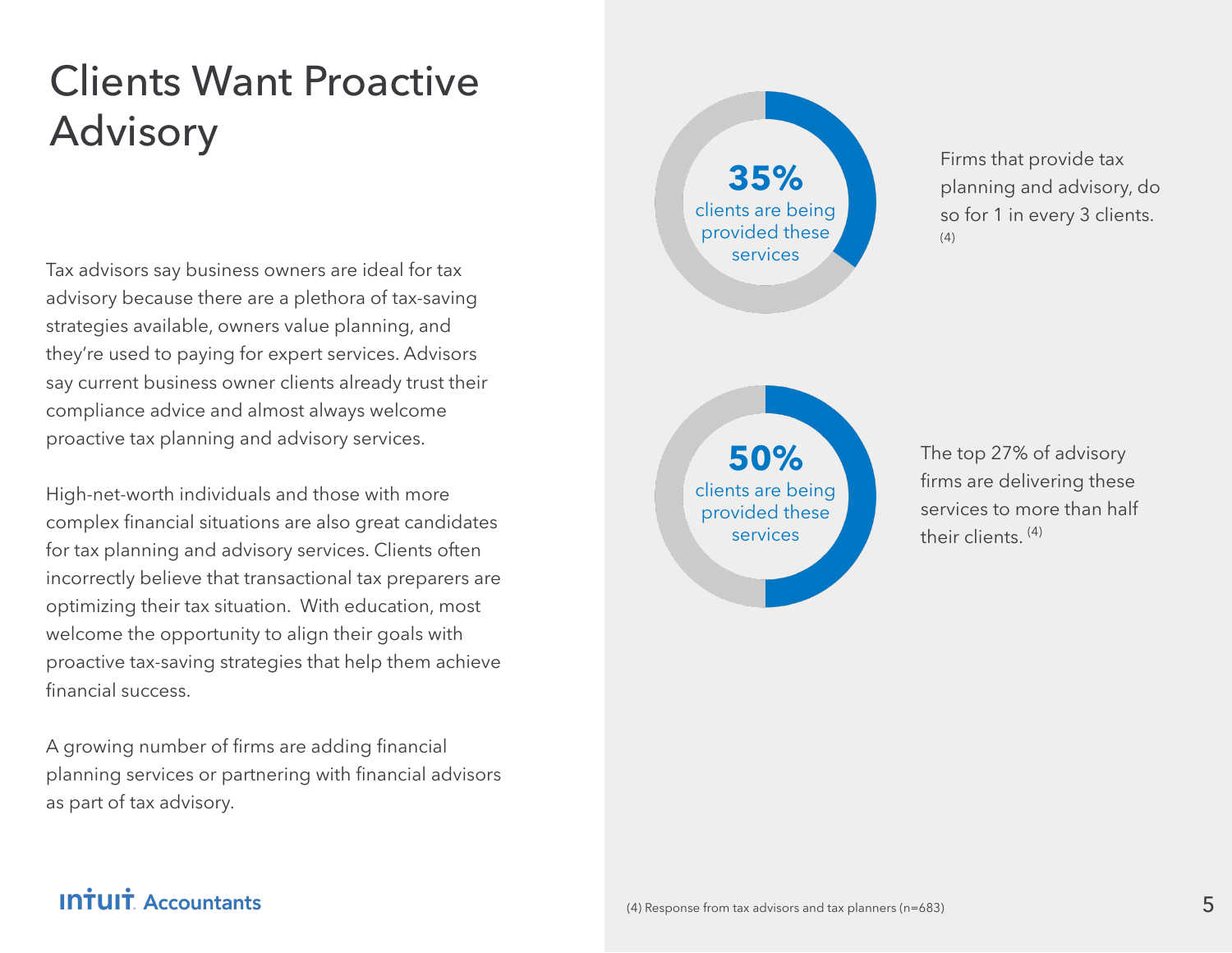# Clients Want Proactive Advisory

Tax advisors say business owners are ideal for tax advisory because there are a plethora of tax-saving strategies available, owners value planning, and they're used to paying for expert services. Advisors say current business owner clients already trust their compliance advice and almost always welcome proactive tax planning and advisory services.

High-net-worth individuals and those with more complex financial situations are also great candidates for tax planning and advisory services. Clients often incorrectly believe that transactional tax preparers are optimizing their tax situation.  With education, most welcome the opportunity to align their goals with proactive tax-saving strategies that help them achieve financial success.

A growing number of firms are adding financial planning services or partnering with financial advisors as part of tax advisory.

**35%**
clients are being provided these services

Firms that provide tax planning and advisory, do so for 1 in every 3 clients. [4]

**50%**
clients are being provided these services

The top 27% of advisory firms are delivering these services to more than half their clients. [4]

(4) Response from tax advisors and tax planners (n=683)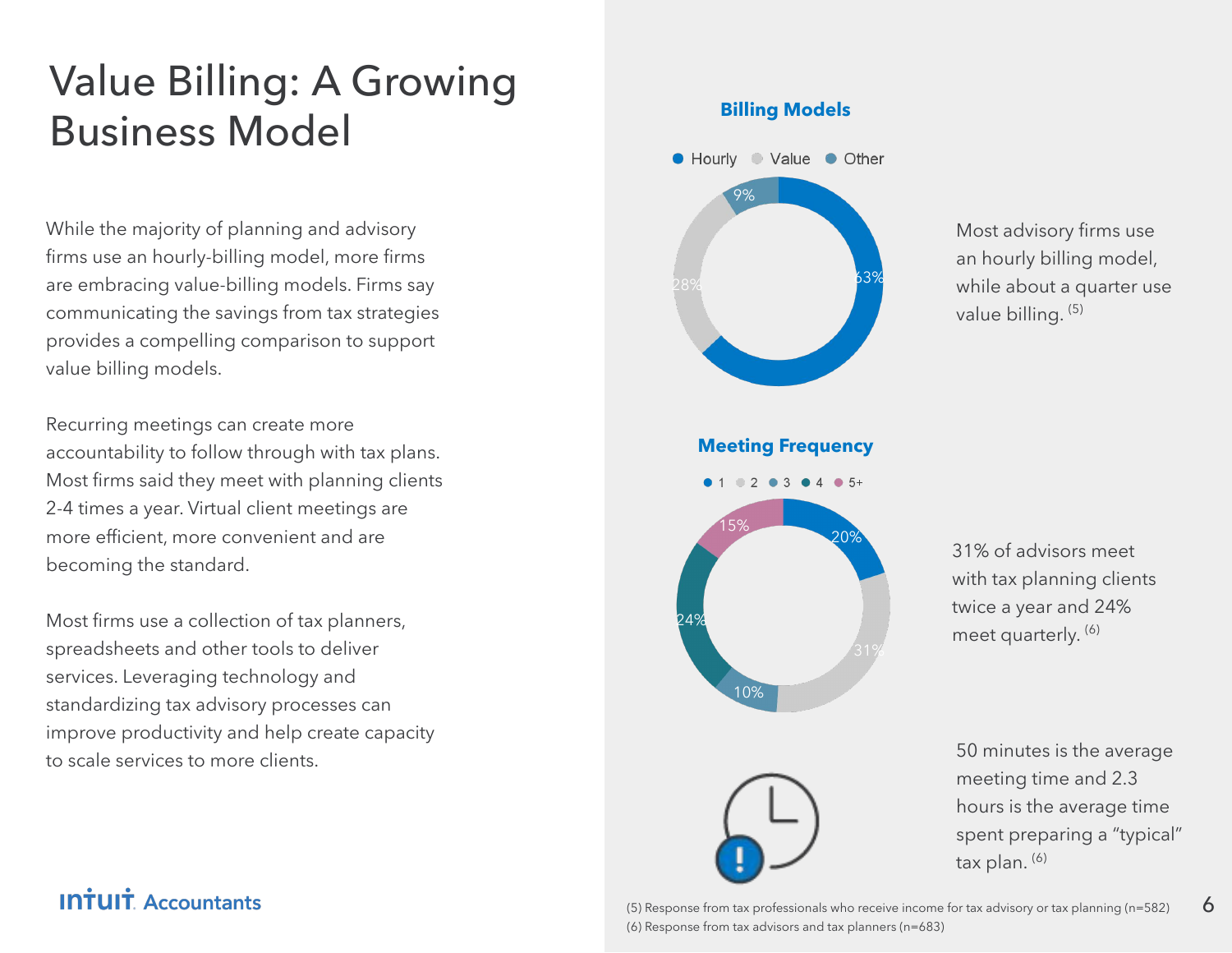# Value Billing: A Growing Business Model

While the majority of planning and advisory firms use an hourly-billing model, more firms are embracing value-billing models. Firms say communicating the savings from tax strategies provides a compelling comparison to support value billing models.

Recurring meetings can create more accountability to follow through with tax plans. Most firms said they meet with planning clients 2-4 times a year. Virtual client meetings are more efficient, more convenient and are becoming the standard.

Most firms use a collection of tax planners, spreadsheets and other tools to deliver services. Leveraging technology and standardizing tax advisory processes can improve productivity and help create capacity to scale services to more clients.

**Billing Models**

| Billing Model | Share |
|---|---|
| Hourly | 63% |
| Value | 28% |
| Other | 9% |

Most advisory firms use an hourly billing model, while about a quarter use value billing. [5]

**Meeting Frequency**

| Meetings per year | Share |
|---|---|
| 1 | 20% |
| 2 | 31% |
| 3 | 10% |
| 4 | 24% |
| 5+ | 15% |

31% of advisors meet with tax planning clients twice a year and 24% meet quarterly. [6]

50 minutes is the average meeting time and 2.3 hours is the average time spent preparing a "typical" tax plan. [6]

(5) Response from tax professionals who receive income for tax advisory or tax planning (n=582)
(6) Response from tax advisors and tax planners (n=683)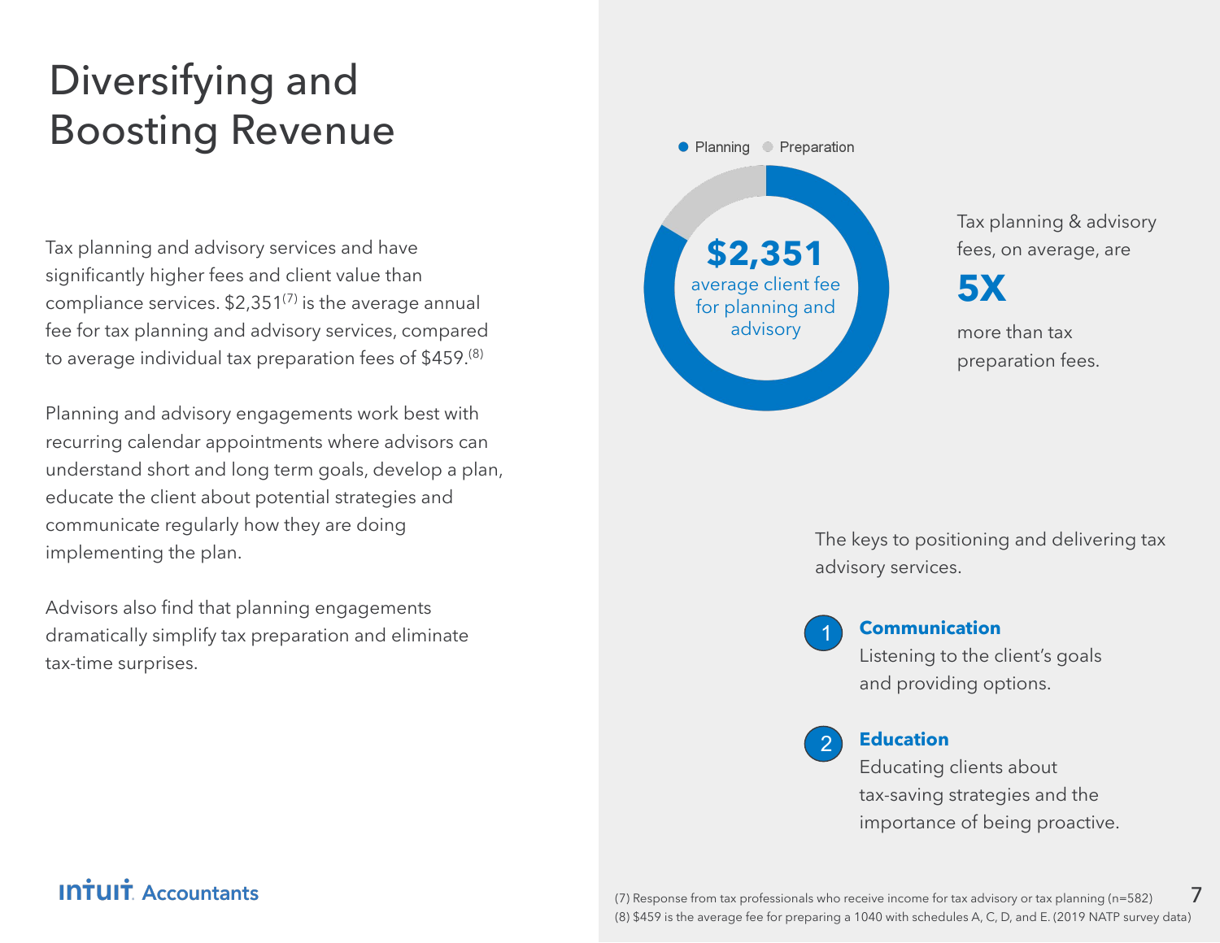# Diversifying and Boosting Revenue

Tax planning and advisory services and have significantly higher fees and client value than compliance services. $2,351[7] is the average annual fee for tax planning and advisory services, compared to average individual tax preparation fees of $459.[8]

Planning and advisory engagements work best with recurring calendar appointments where advisors can understand short and long term goals, develop a plan, educate the client about potential strategies and communicate regularly how they are doing implementing the plan.

Advisors also find that planning engagements dramatically simplify tax preparation and eliminate tax-time surprises.

Planning · Preparation

**$2,351**
average client fee for planning and advisory

Tax planning & advisory fees, on average, are

**5X**

more than tax preparation fees.

The keys to positioning and delivering tax advisory services.

1. **Communication**
   Listening to the client's goals and providing options.

2. **Education**
   Educating clients about tax-saving strategies and the importance of being proactive.

(7) Response from tax professionals who receive income for tax advisory or tax planning (n=582)
(8) $459 is the average fee for preparing a 1040 with schedules A, C, D, and E. (2019 NATP survey data)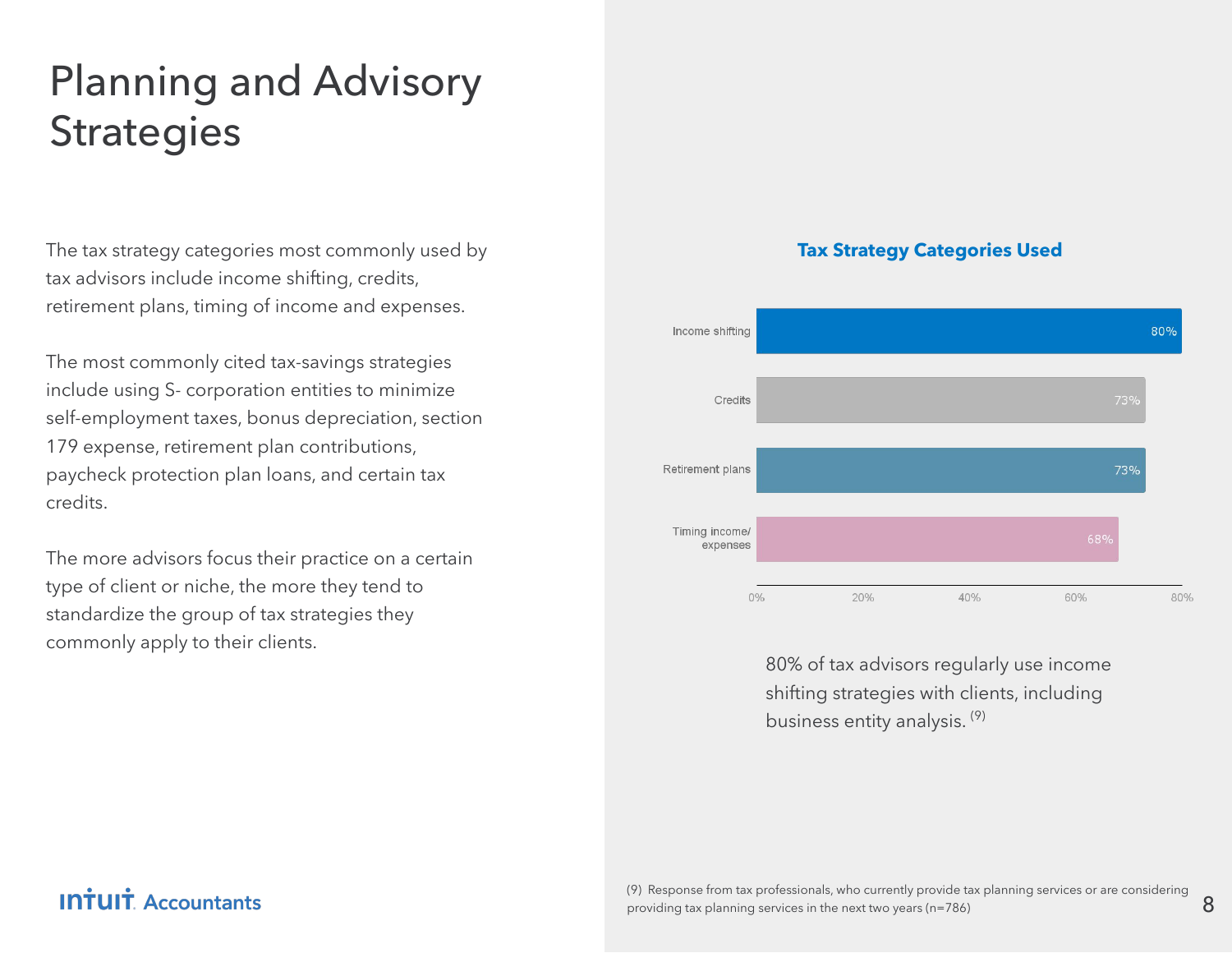# Planning and Advisory Strategies

The tax strategy categories most commonly used by tax advisors include income shifting, credits, retirement plans, timing of income and expenses.

The most commonly cited tax-savings strategies include using S- corporation entities to minimize self-employment taxes, bonus depreciation, section 179 expense, retirement plan contributions, paycheck protection plan loans, and certain tax credits.

The more advisors focus their practice on a certain type of client or niche, the more they tend to standardize the group of tax strategies they commonly apply to their clients.

**Tax Strategy Categories Used**

| Category | Percentage |
| --- | --- |
| Income shifting | 80% |
| Credits | 73% |
| Retirement plans | 73% |
| Timing income/ expenses | 68% |

80% of tax advisors regularly use income shifting strategies with clients, including business entity analysis. [9]

(9) Response from tax professionals, who currently provide tax planning services or are considering providing tax planning services in the next two years (n=786)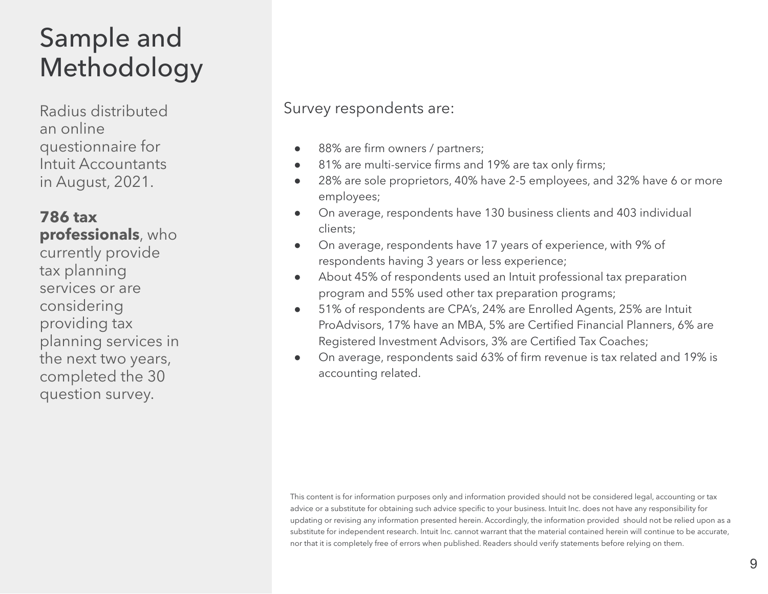# Sample and Methodology

Radius distributed an online questionnaire for Intuit Accountants in August, 2021.

**786 tax professionals**, who currently provide tax planning services or are considering providing tax planning services in the next two years, completed the 30 question survey.

Survey respondents are:

- 88% are firm owners / partners;
- 81% are multi-service firms and 19% are tax only firms;
- 28% are sole proprietors, 40% have 2-5 employees, and 32% have 6 or more employees;
- On average, respondents have 130 business clients and 403 individual clients;
- On average, respondents have 17 years of experience, with 9% of respondents having 3 years or less experience;
- About 45% of respondents used an Intuit professional tax preparation program and 55% used other tax preparation programs;
- 51% of respondents are CPA's, 24% are Enrolled Agents, 25% are Intuit ProAdvisors, 17% have an MBA, 5% are Certified Financial Planners, 6% are Registered Investment Advisors, 3% are Certified Tax Coaches;
- On average, respondents said 63% of firm revenue is tax related and 19% is accounting related.

This content is for information purposes only and information provided should not be considered legal, accounting or tax advice or a substitute for obtaining such advice specific to your business. Intuit Inc. does not have any responsibility for updating or revising any information presented herein. Accordingly, the information provided should not be relied upon as a substitute for independent research. Intuit Inc. cannot warrant that the material contained herein will continue to be accurate, nor that it is completely free of errors when published. Readers should verify statements before relying on them.